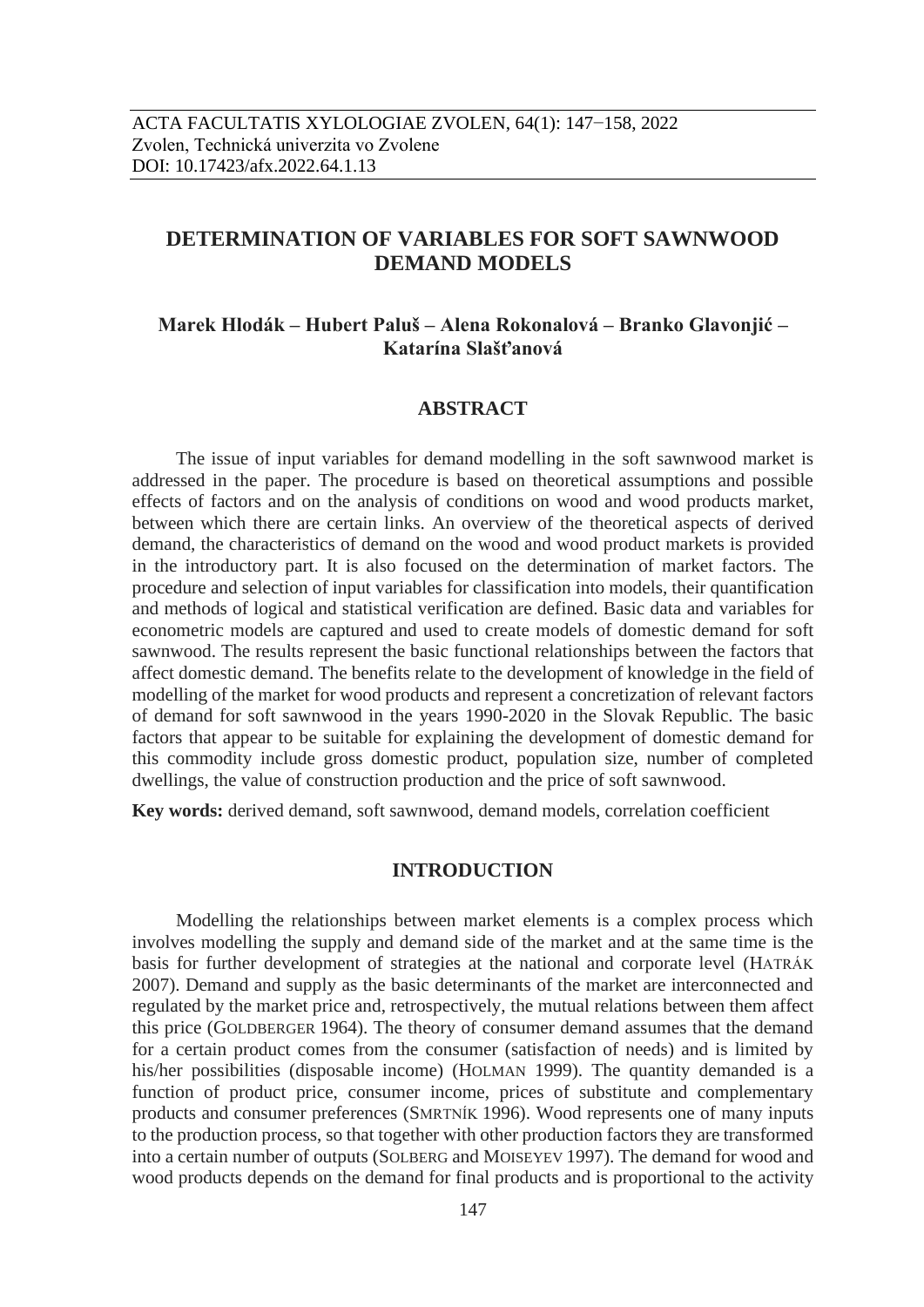# DETERMINATION OF VARIABLES FOR SOFT SAWNWOOD DEMAND MODELS

**Marek Hlodák – Hubert Paluš – Alena Rokonalová – Branko Glavonjić – Katarína Slašťanová**

## ABSTRACT

The issue of input variables for demand modelling in the soft sawnwood market is addressed in the paper. The procedure is based on theoretical assumptions and possible effects of factors and on the analysis of conditions on wood and wood products market, between which there are certain links. An overview of the theoretical aspects of derived demand, the characteristics of demand on the wood and wood product markets is provided in the introductory part. It is also focused on the determination of market factors. The procedure and selection of input variables for classification into models, their quantification and methods of logical and statistical verification are defined. Basic data and variables for econometric models are captured and used to create models of domestic demand for soft sawnwood. The results represent the basic functional relationships between the factors that affect domestic demand. The benefits relate to the development of knowledge in the field of modelling of the market for wood products and represent a concretization of relevant factors of demand for soft sawnwood in the years 1990-2020 in the Slovak Republic. The basic factors that appear to be suitable for explaining the development of domestic demand for this commodity include gross domestic product, population size, number of completed dwellings, the value of construction production and the price of soft sawnwood.

**Key words:** derived demand, soft sawnwood, demand models, correlation coefficient

## INTRODUCTION

Modelling the relationships between market elements is a complex process which involves modelling the supply and demand side of the market and at the same time is the basis for further development of strategies at the national and corporate level (HATRÁK 2007). Demand and supply as the basic determinants of the market are interconnected and regulated by the market price and, retrospectively, the mutual relations between them affect this price (GOLDBERGER 1964). The theory of consumer demand assumes that the demand for a certain product comes from the consumer (satisfaction of needs) and is limited by his/her possibilities (disposable income) (HOLMAN 1999). The quantity demanded is a function of product price, consumer income, prices of substitute and complementary products and consumer preferences (SMRTNÍK 1996). Wood represents one of many inputs to the production process, so that together with other production factors they are transformed into a certain number of outputs (SOLBERG and MOISEYEV 1997). The demand for wood and wood products depends on the demand for final products and is proportional to the activity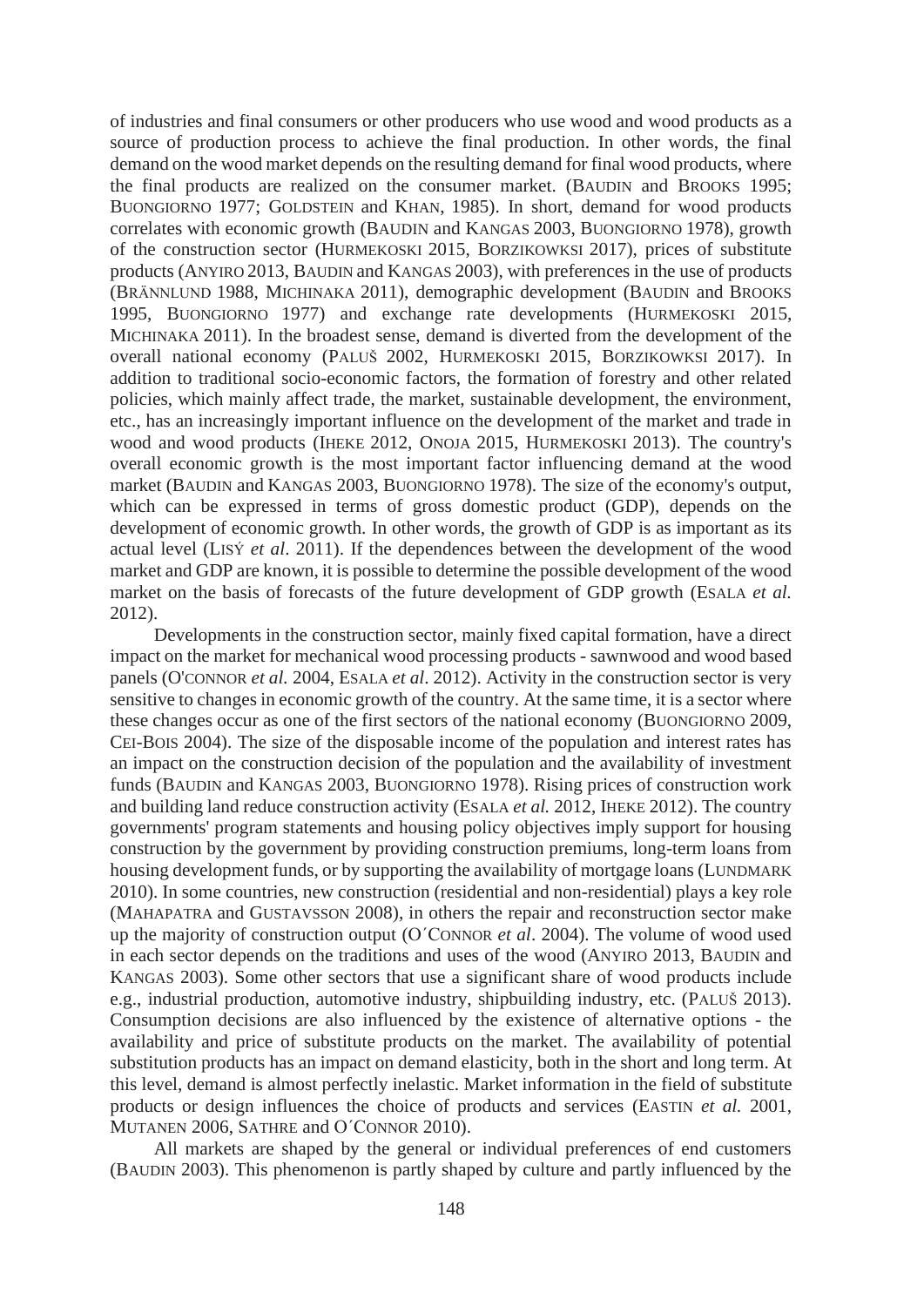of industries and final consumers or other producers who use wood and wood products as a source of production process to achieve the final production. In other words, the final demand on the wood market depends on the resulting demand for final wood products, where the final products are realized on the consumer market. (BAUDIN and BROOKS 1995; BUONGIORNO 1977; GOLDSTEIN and KHAN, 1985). In short, demand for wood products correlates with economic growth (BAUDIN and KANGAS 2003, BUONGIORNO 1978), growth of the construction sector (HURMEKOSKI 2015, BORZIKOWKSI 2017), prices of substitute products (ANYIRO 2013, BAUDIN and KANGAS 2003), with preferences in the use of products (BRÄNNLUND 1988, MICHINAKA 2011), demographic development (BAUDIN and BROOKS 1995, BUONGIORNO 1977) and exchange rate developments (HURMEKOSKI 2015, MICHINAKA 2011). In the broadest sense, demand is diverted from the development of the overall national economy (PALUŠ 2002, HURMEKOSKI 2015, BORZIKOWKSI 2017). In addition to traditional socio-economic factors, the formation of forestry and other related policies, which mainly affect trade, the market, sustainable development, the environment, etc., has an increasingly important influence on the development of the market and trade in wood and wood products (IHEKE 2012, ONOJA 2015, HURMEKOSKI 2013). The country's overall economic growth is the most important factor influencing demand at the wood market (BAUDIN and KANGAS 2003, BUONGIORNO 1978). The size of the economy's output, which can be expressed in terms of gross domestic product (GDP), depends on the development of economic growth. In other words, the growth of GDP is as important as its actual level (LISÝ *et al*. 2011). If the dependences between the development of the wood market and GDP are known, it is possible to determine the possible development of the wood market on the basis of forecasts of the future development of GDP growth (ESALA *et al.* 2012).

Developments in the construction sector, mainly fixed capital formation, have a direct impact on the market for mechanical wood processing products - sawnwood and wood based panels (O'CONNOR *et al.* 2004, ESALA *et al*. 2012). Activity in the construction sector is very sensitive to changes in economic growth of the country. At the same time, it is a sector where these changes occur as one of the first sectors of the national economy (BUONGIORNO 2009, CEI-BOIS 2004). The size of the disposable income of the population and interest rates has an impact on the construction decision of the population and the availability of investment funds (BAUDIN and KANGAS 2003, BUONGIORNO 1978). Rising prices of construction work and building land reduce construction activity (ESALA *et al.* 2012, IHEKE 2012). The country governments' program statements and housing policy objectives imply support for housing construction by the government by providing construction premiums, long-term loans from housing development funds, or by supporting the availability of mortgage loans (LUNDMARK 2010). In some countries, new construction (residential and non-residential) plays a key role (MAHAPATRA and GUSTAVSSON 2008), in others the repair and reconstruction sector make up the majority of construction output (O´CONNOR *et al*. 2004). The volume of wood used in each sector depends on the traditions and uses of the wood (ANYIRO 2013, BAUDIN and KANGAS 2003). Some other sectors that use a significant share of wood products include e.g., industrial production, automotive industry, shipbuilding industry, etc. (PALUŠ 2013). Consumption decisions are also influenced by the existence of alternative options - the availability and price of substitute products on the market. The availability of potential substitution products has an impact on demand elasticity, both in the short and long term. At this level, demand is almost perfectly inelastic. Market information in the field of substitute products or design influences the choice of products and services (EASTIN *et al.* 2001, MUTANEN 2006, SATHRE and O´CONNOR 2010).

All markets are shaped by the general or individual preferences of end customers (BAUDIN 2003). This phenomenon is partly shaped by culture and partly influenced by the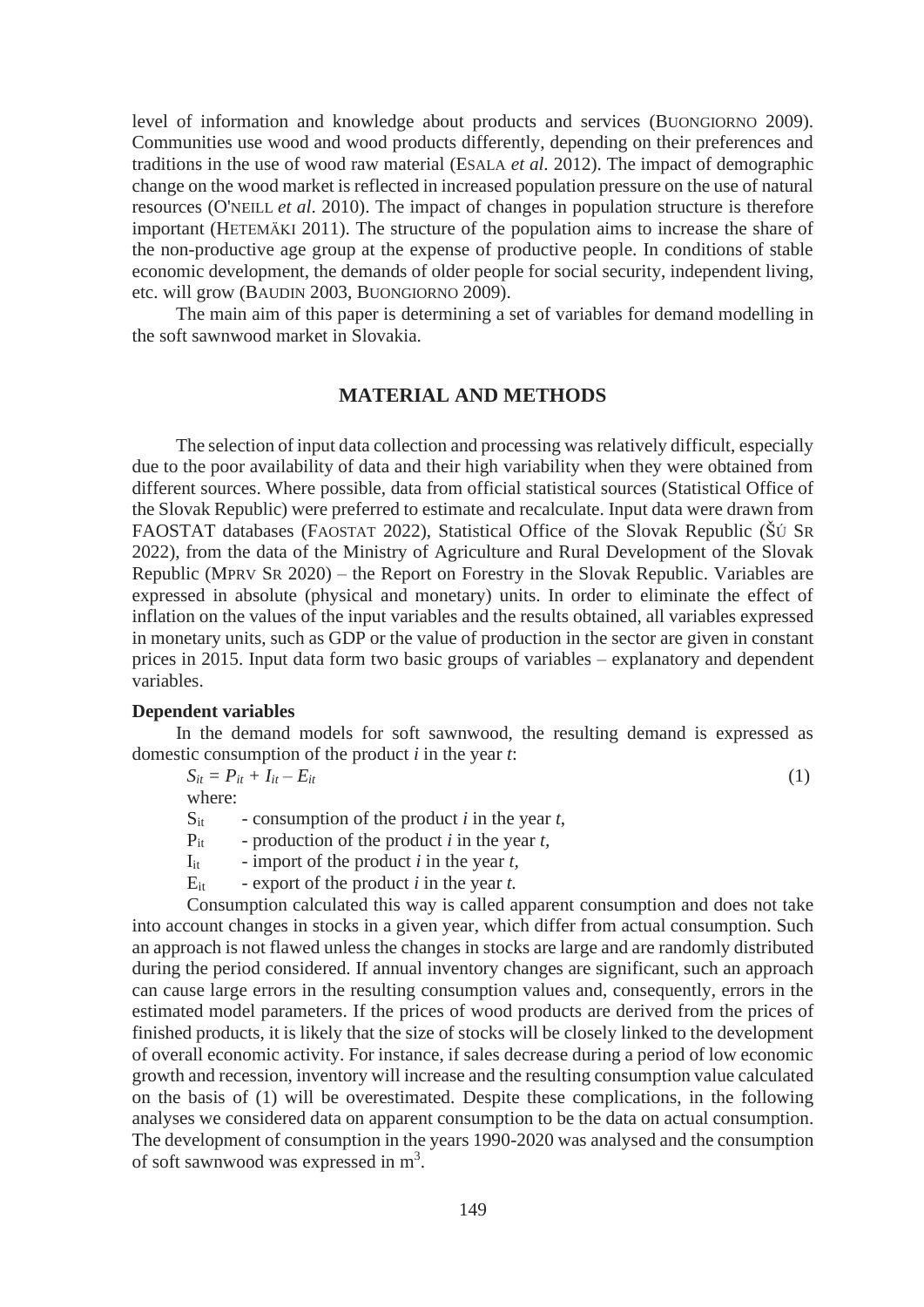level of information and knowledge about products and services (BUONGIORNO 2009). Communities use wood and wood products differently, depending on their preferences and traditions in the use of wood raw material (ESALA *et al*. 2012). The impact of demographic change on the wood market is reflected in increased population pressure on the use of natural resources (O'NEILL *et al*. 2010). The impact of changes in population structure is therefore important (HETEMÄKI 2011). The structure of the population aims to increase the share of the non-productive age group at the expense of productive people. In conditions of stable economic development, the demands of older people for social security, independent living, etc. will grow (BAUDIN 2003, BUONGIORNO 2009).

The main aim of this paper is determining a set of variables for demand modelling in the soft sawnwood market in Slovakia.

## MATERIAL AND METHODS

The selection of input data collection and processing was relatively difficult, especially due to the poor availability of data and their high variability when they were obtained from different sources. Where possible, data from official statistical sources (Statistical Office of the Slovak Republic) were preferred to estimate and recalculate. Input data were drawn from FAOSTAT databases (FAOSTAT 2022), Statistical Office of the Slovak Republic (ŠÚ SR 2022), from the data of the Ministry of Agriculture and Rural Development of the Slovak Republic (MPRV SR 2020) – the Report on Forestry in the Slovak Republic. Variables are expressed in absolute (physical and monetary) units. In order to eliminate the effect of inflation on the values of the input variables and the results obtained, all variables expressed in monetary units, such as GDP or the value of production in the sector are given in constant prices in 2015. Input data form two basic groups of variables – explanatory and dependent variables.

**Dependent variables**

In the demand models for soft sawnwood, the resulting demand is expressed as domestic consumption of the product *i* in the year *t*:

$$S_{it} = P_{it} + I_{it} - E_{it} \tag{1}$$

where:

$S_{it}$ - consumption of the product *i* in the year *t*,

$P_{it}$ - production of the product *i* in the year *t*,

$I_{it}$ - import of the product *i* in the year *t*,

$E_{it}$ - export of the product *i* in the year *t.*

Consumption calculated this way is called apparent consumption and does not take into account changes in stocks in a given year, which differ from actual consumption. Such an approach is not flawed unless the changes in stocks are large and are randomly distributed during the period considered. If annual inventory changes are significant, such an approach can cause large errors in the resulting consumption values and, consequently, errors in the estimated model parameters. If the prices of wood products are derived from the prices of finished products, it is likely that the size of stocks will be closely linked to the development of overall economic activity. For instance, if sales decrease during a period of low economic growth and recession, inventory will increase and the resulting consumption value calculated on the basis of (1) will be overestimated. Despite these complications, in the following analyses we considered data on apparent consumption to be the data on actual consumption. The development of consumption in the years 1990-2020 was analysed and the consumption of soft sawnwood was expressed in $m^3$.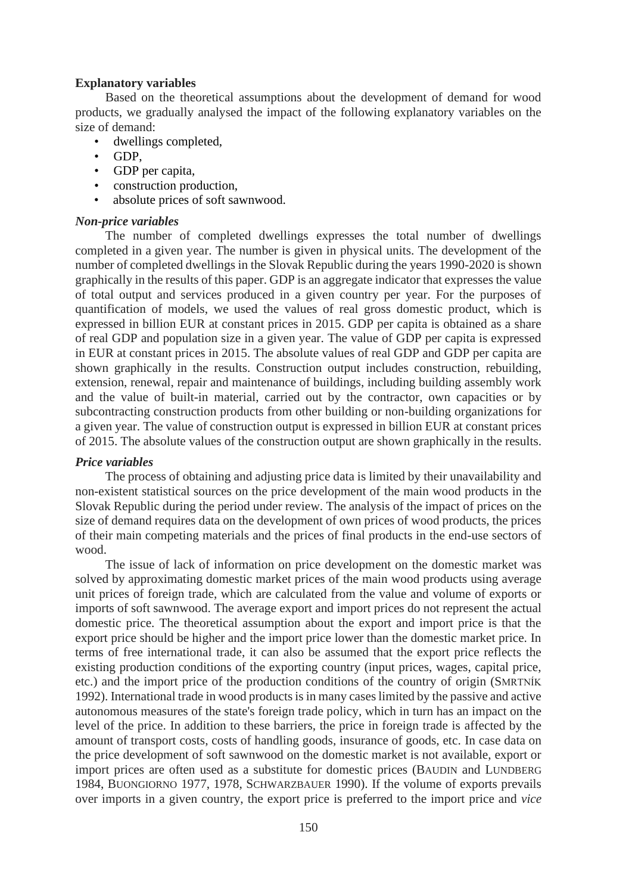**Explanatory variables**

Based on the theoretical assumptions about the development of demand for wood products, we gradually analysed the impact of the following explanatory variables on the size of demand:

- dwellings completed,
- GDP,
- GDP per capita,
- construction production,
- absolute prices of soft sawnwood.

***Non-price variables***

The number of completed dwellings expresses the total number of dwellings completed in a given year. The number is given in physical units. The development of the number of completed dwellings in the Slovak Republic during the years 1990-2020 is shown graphically in the results of this paper. GDP is an aggregate indicator that expresses the value of total output and services produced in a given country per year. For the purposes of quantification of models, we used the values of real gross domestic product, which is expressed in billion EUR at constant prices in 2015. GDP per capita is obtained as a share of real GDP and population size in a given year. The value of GDP per capita is expressed in EUR at constant prices in 2015. The absolute values of real GDP and GDP per capita are shown graphically in the results. Construction output includes construction, rebuilding, extension, renewal, repair and maintenance of buildings, including building assembly work and the value of built-in material, carried out by the contractor, own capacities or by subcontracting construction products from other building or non-building organizations for a given year. The value of construction output is expressed in billion EUR at constant prices of 2015. The absolute values of the construction output are shown graphically in the results.

***Price variables***

The process of obtaining and adjusting price data is limited by their unavailability and non-existent statistical sources on the price development of the main wood products in the Slovak Republic during the period under review. The analysis of the impact of prices on the size of demand requires data on the development of own prices of wood products, the prices of their main competing materials and the prices of final products in the end-use sectors of wood.

The issue of lack of information on price development on the domestic market was solved by approximating domestic market prices of the main wood products using average unit prices of foreign trade, which are calculated from the value and volume of exports or imports of soft sawnwood. The average export and import prices do not represent the actual domestic price. The theoretical assumption about the export and import price is that the export price should be higher and the import price lower than the domestic market price. In terms of free international trade, it can also be assumed that the export price reflects the existing production conditions of the exporting country (input prices, wages, capital price, etc.) and the import price of the production conditions of the country of origin (SMRTNÍK 1992). International trade in wood products is in many cases limited by the passive and active autonomous measures of the state's foreign trade policy, which in turn has an impact on the level of the price. In addition to these barriers, the price in foreign trade is affected by the amount of transport costs, costs of handling goods, insurance of goods, etc. In case data on the price development of soft sawnwood on the domestic market is not available, export or import prices are often used as a substitute for domestic prices (BAUDIN and LUNDBERG 1984, BUONGIORNO 1977, 1978, SCHWARZBAUER 1990). If the volume of exports prevails over imports in a given country, the export price is preferred to the import price and *vice*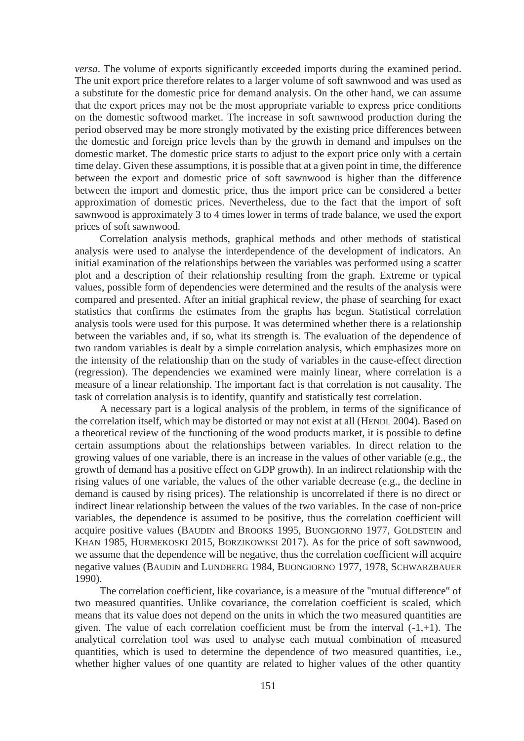*versa*. The volume of exports significantly exceeded imports during the examined period. The unit export price therefore relates to a larger volume of soft sawnwood and was used as a substitute for the domestic price for demand analysis. On the other hand, we can assume that the export prices may not be the most appropriate variable to express price conditions on the domestic softwood market. The increase in soft sawnwood production during the period observed may be more strongly motivated by the existing price differences between the domestic and foreign price levels than by the growth in demand and impulses on the domestic market. The domestic price starts to adjust to the export price only with a certain time delay. Given these assumptions, it is possible that at a given point in time, the difference between the export and domestic price of soft sawnwood is higher than the difference between the import and domestic price, thus the import price can be considered a better approximation of domestic prices. Nevertheless, due to the fact that the import of soft sawnwood is approximately 3 to 4 times lower in terms of trade balance, we used the export prices of soft sawnwood.

Correlation analysis methods, graphical methods and other methods of statistical analysis were used to analyse the interdependence of the development of indicators. An initial examination of the relationships between the variables was performed using a scatter plot and a description of their relationship resulting from the graph. Extreme or typical values, possible form of dependencies were determined and the results of the analysis were compared and presented. After an initial graphical review, the phase of searching for exact statistics that confirms the estimates from the graphs has begun. Statistical correlation analysis tools were used for this purpose. It was determined whether there is a relationship between the variables and, if so, what its strength is. The evaluation of the dependence of two random variables is dealt by a simple correlation analysis, which emphasizes more on the intensity of the relationship than on the study of variables in the cause-effect direction (regression). The dependencies we examined were mainly linear, where correlation is a measure of a linear relationship. The important fact is that correlation is not causality. The task of correlation analysis is to identify, quantify and statistically test correlation.

A necessary part is a logical analysis of the problem, in terms of the significance of the correlation itself, which may be distorted or may not exist at all (HENDL 2004). Based on a theoretical review of the functioning of the wood products market, it is possible to define certain assumptions about the relationships between variables. In direct relation to the growing values of one variable, there is an increase in the values of other variable (e.g., the growth of demand has a positive effect on GDP growth). In an indirect relationship with the rising values of one variable, the values of the other variable decrease (e.g., the decline in demand is caused by rising prices). The relationship is uncorrelated if there is no direct or indirect linear relationship between the values of the two variables. In the case of non-price variables, the dependence is assumed to be positive, thus the correlation coefficient will acquire positive values (BAUDIN and BROOKS 1995, BUONGIORNO 1977, GOLDSTEIN and KHAN 1985, HURMEKOSKI 2015, BORZIKOWKSI 2017). As for the price of soft sawnwood, we assume that the dependence will be negative, thus the correlation coefficient will acquire negative values (BAUDIN and LUNDBERG 1984, BUONGIORNO 1977, 1978, SCHWARZBAUER 1990).

The correlation coefficient, like covariance, is a measure of the "mutual difference" of two measured quantities. Unlike covariance, the correlation coefficient is scaled, which means that its value does not depend on the units in which the two measured quantities are given. The value of each correlation coefficient must be from the interval (-1,+1). The analytical correlation tool was used to analyse each mutual combination of measured quantities, which is used to determine the dependence of two measured quantities, i.e., whether higher values of one quantity are related to higher values of the other quantity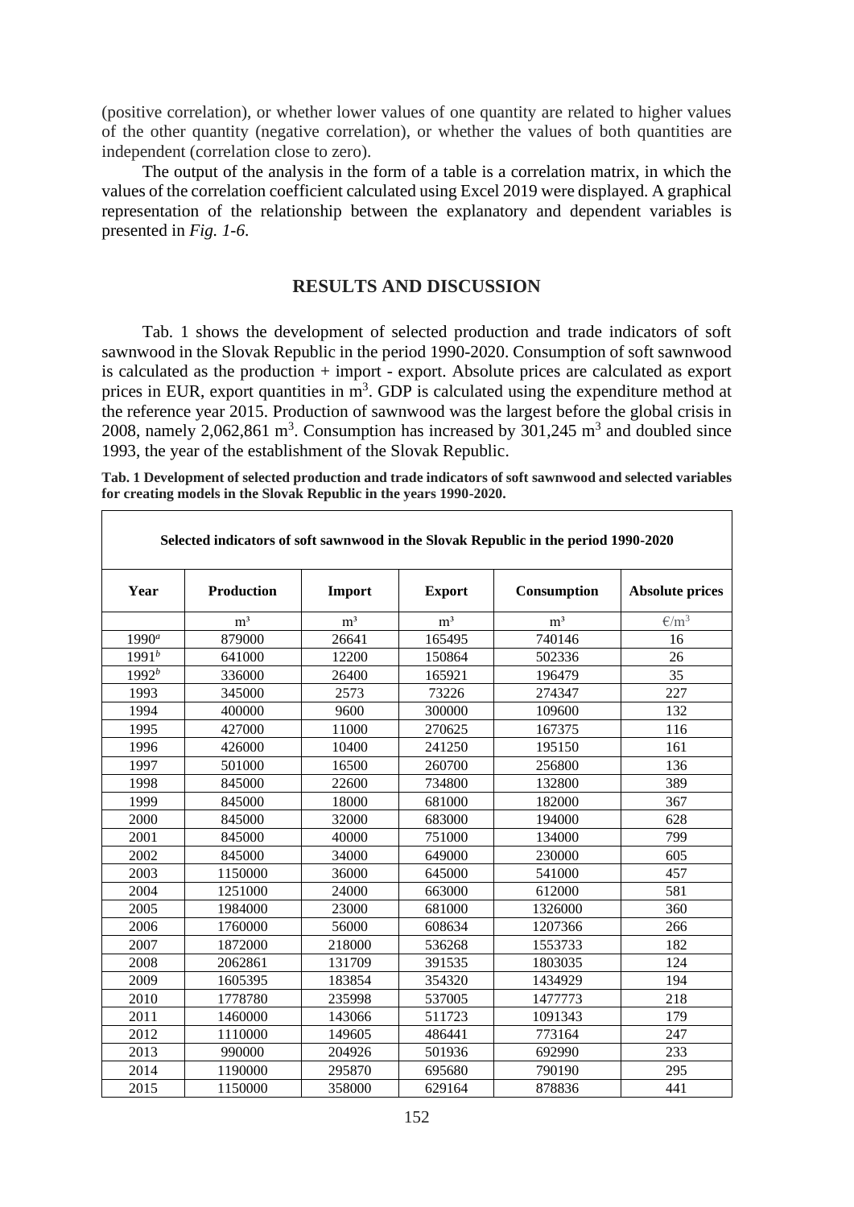(positive correlation), or whether lower values of one quantity are related to higher values of the other quantity (negative correlation), or whether the values of both quantities are independent (correlation close to zero).

The output of the analysis in the form of a table is a correlation matrix, in which the values of the correlation coefficient calculated using Excel 2019 were displayed. A graphical representation of the relationship between the explanatory and dependent variables is presented in *Fig. 1-6*.

## RESULTS AND DISCUSSION

Tab. 1 shows the development of selected production and trade indicators of soft sawnwood in the Slovak Republic in the period 1990-2020. Consumption of soft sawnwood is calculated as the production + import - export. Absolute prices are calculated as export prices in EUR, export quantities in $m^3$. GDP is calculated using the expenditure method at the reference year 2015. Production of sawnwood was the largest before the global crisis in 2008, namely 2,062,861 $m^3$. Consumption has increased by 301,245 $m^3$ and doubled since 1993, the year of the establishment of the Slovak Republic.

**Tab. 1 Development of selected production and trade indicators of soft sawnwood and selected variables for creating models in the Slovak Republic in the years 1990-2020.**

| Selected indicators of soft sawnwood in the Slovak Republic in the period 1990-2020 | | | | | |
|---|---|---|---|---|---|
| **Year** | **Production** | **Import** | **Export** | **Consumption** | **Absolute prices** |
| | $m^3$ | $m^3$ | $m^3$ | $m^3$ | €/$m^3$ |
| 1990[a] | 879000 | 26641 | 165495 | 740146 | 16 |
| 1991[b] | 641000 | 12200 | 150864 | 502336 | 26 |
| 1992[b] | 336000 | 26400 | 165921 | 196479 | 35 |
| 1993 | 345000 | 2573 | 73226 | 274347 | 227 |
| 1994 | 400000 | 9600 | 300000 | 109600 | 132 |
| 1995 | 427000 | 11000 | 270625 | 167375 | 116 |
| 1996 | 426000 | 10400 | 241250 | 195150 | 161 |
| 1997 | 501000 | 16500 | 260700 | 256800 | 136 |
| 1998 | 845000 | 22600 | 734800 | 132800 | 389 |
| 1999 | 845000 | 18000 | 681000 | 182000 | 367 |
| 2000 | 845000 | 32000 | 683000 | 194000 | 628 |
| 2001 | 845000 | 40000 | 751000 | 134000 | 799 |
| 2002 | 845000 | 34000 | 649000 | 230000 | 605 |
| 2003 | 1150000 | 36000 | 645000 | 541000 | 457 |
| 2004 | 1251000 | 24000 | 663000 | 612000 | 581 |
| 2005 | 1984000 | 23000 | 681000 | 1326000 | 360 |
| 2006 | 1760000 | 56000 | 608634 | 1207366 | 266 |
| 2007 | 1872000 | 218000 | 536268 | 1553733 | 182 |
| 2008 | 2062861 | 131709 | 391535 | 1803035 | 124 |
| 2009 | 1605395 | 183854 | 354320 | 1434929 | 194 |
| 2010 | 1778780 | 235998 | 537005 | 1477773 | 218 |
| 2011 | 1460000 | 143066 | 511723 | 1091343 | 179 |
| 2012 | 1110000 | 149605 | 486441 | 773164 | 247 |
| 2013 | 990000 | 204926 | 501936 | 692990 | 233 |
| 2014 | 1190000 | 295870 | 695680 | 790190 | 295 |
| 2015 | 1150000 | 358000 | 629164 | 878836 | 441 |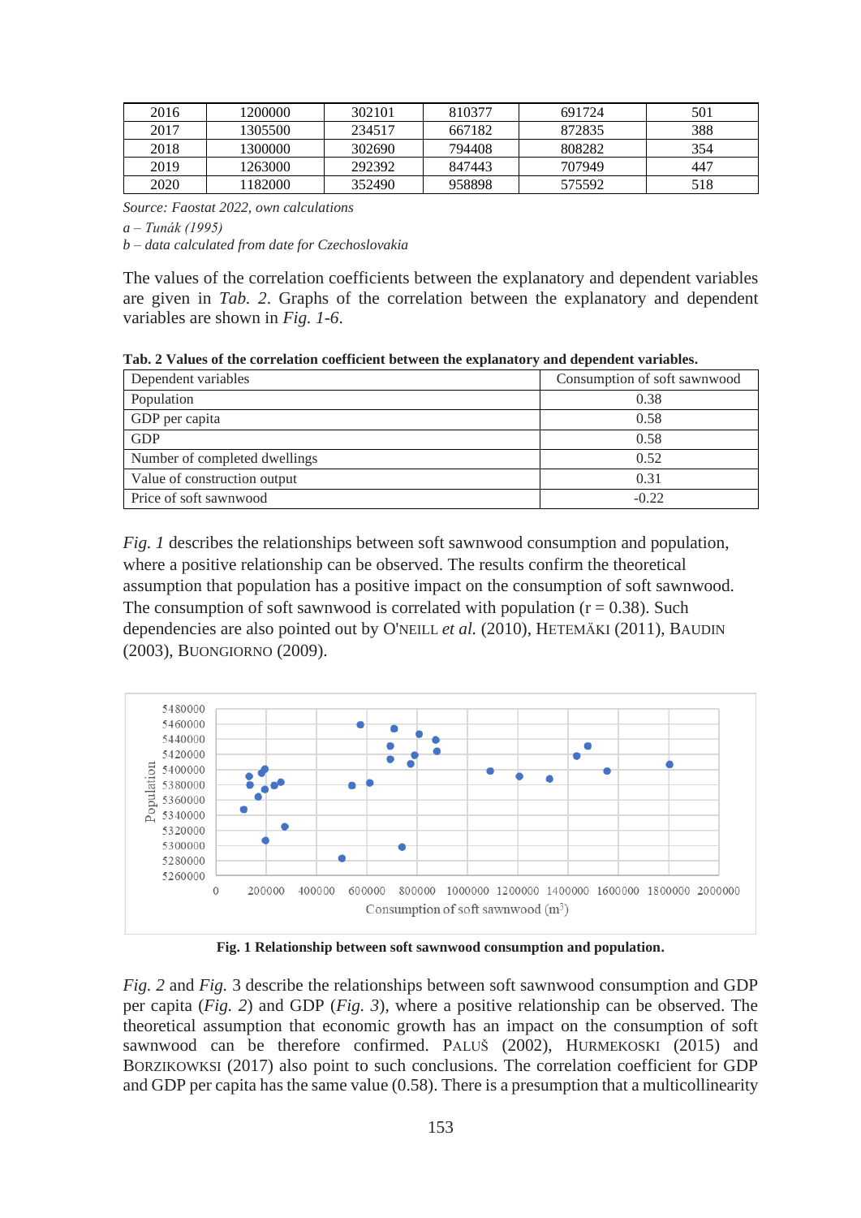| 2016 | 1200000 | 302101 | 810377 | 691724 | 501 |
|---|---|---|---|---|---|
| 2017 | 1305500 | 234517 | 667182 | 872835 | 388 |
| 2018 | 1300000 | 302690 | 794408 | 808282 | 354 |
| 2019 | 1263000 | 292392 | 847443 | 707949 | 447 |
| 2020 | 1182000 | 352490 | 958898 | 575592 | 518 |

*Source: Faostat 2022, own calculations*

*a – Tunák (1995)*

*b – data calculated from date for Czechoslovakia*

The values of the correlation coefficients between the explanatory and dependent variables are given in *Tab. 2*. Graphs of the correlation between the explanatory and dependent variables are shown in *Fig. 1-6*.

**Tab. 2 Values of the correlation coefficient between the explanatory and dependent variables.**

| Dependent variables | Consumption of soft sawnwood |
|---|---|
| Population | 0.38 |
| GDP per capita | 0.58 |
| GDP | 0.58 |
| Number of completed dwellings | 0.52 |
| Value of construction output | 0.31 |
| Price of soft sawnwood | -0.22 |

*Fig. 1* describes the relationships between soft sawnwood consumption and population, where a positive relationship can be observed. The results confirm the theoretical assumption that population has a positive impact on the consumption of soft sawnwood. The consumption of soft sawnwood is correlated with population ($r = 0.38$). Such dependencies are also pointed out by O'Neill *et al.* (2010), Hetemäki (2011), Baudin (2003), Buongiorno (2009).

**Fig. 1 Relationship between soft sawnwood consumption and population.**

*Fig. 2* and *Fig.* 3 describe the relationships between soft sawnwood consumption and GDP per capita (*Fig. 2*) and GDP (*Fig. 3*), where a positive relationship can be observed. The theoretical assumption that economic growth has an impact on the consumption of soft sawnwood can be therefore confirmed. Paluš (2002), Hurmekoski (2015) and Borzikowksi (2017) also point to such conclusions. The correlation coefficient for GDP and GDP per capita has the same value (0.58). There is a presumption that a multicollinearity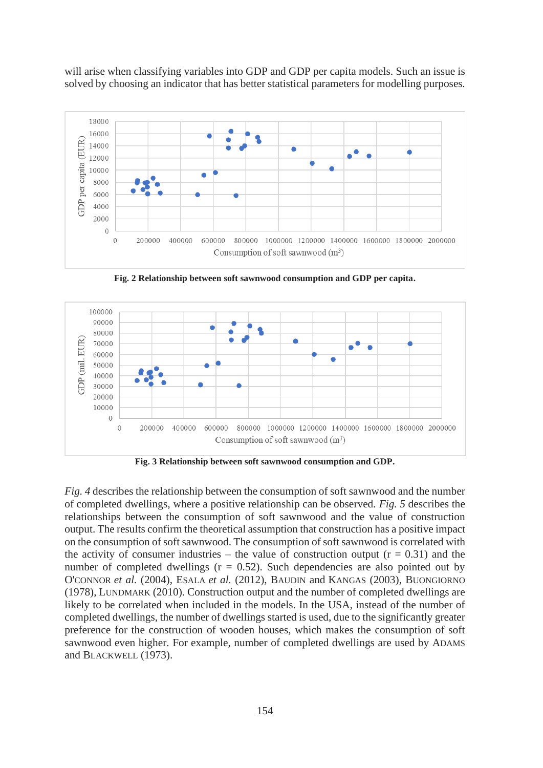will arise when classifying variables into GDP and GDP per capita models. Such an issue is solved by choosing an indicator that has better statistical parameters for modelling purposes.

**Fig. 2 Relationship between soft sawnwood consumption and GDP per capita.**

**Fig. 3 Relationship between soft sawnwood consumption and GDP.**

*Fig. 4* describes the relationship between the consumption of soft sawnwood and the number of completed dwellings, where a positive relationship can be observed. *Fig. 5* describes the relationships between the consumption of soft sawnwood and the value of construction output. The results confirm the theoretical assumption that construction has a positive impact on the consumption of soft sawnwood. The consumption of soft sawnwood is correlated with the activity of consumer industries – the value of construction output ($r = 0.31$) and the number of completed dwellings ($r = 0.52$). Such dependencies are also pointed out by O'Connor *et al.* (2004), Esala *et al.* (2012), Baudin and Kangas (2003), Buongiorno (1978), Lundmark (2010). Construction output and the number of completed dwellings are likely to be correlated when included in the models. In the USA, instead of the number of completed dwellings, the number of dwellings started is used, due to the significantly greater preference for the construction of wooden houses, which makes the consumption of soft sawnwood even higher. For example, number of completed dwellings are used by Adams and Blackwell (1973).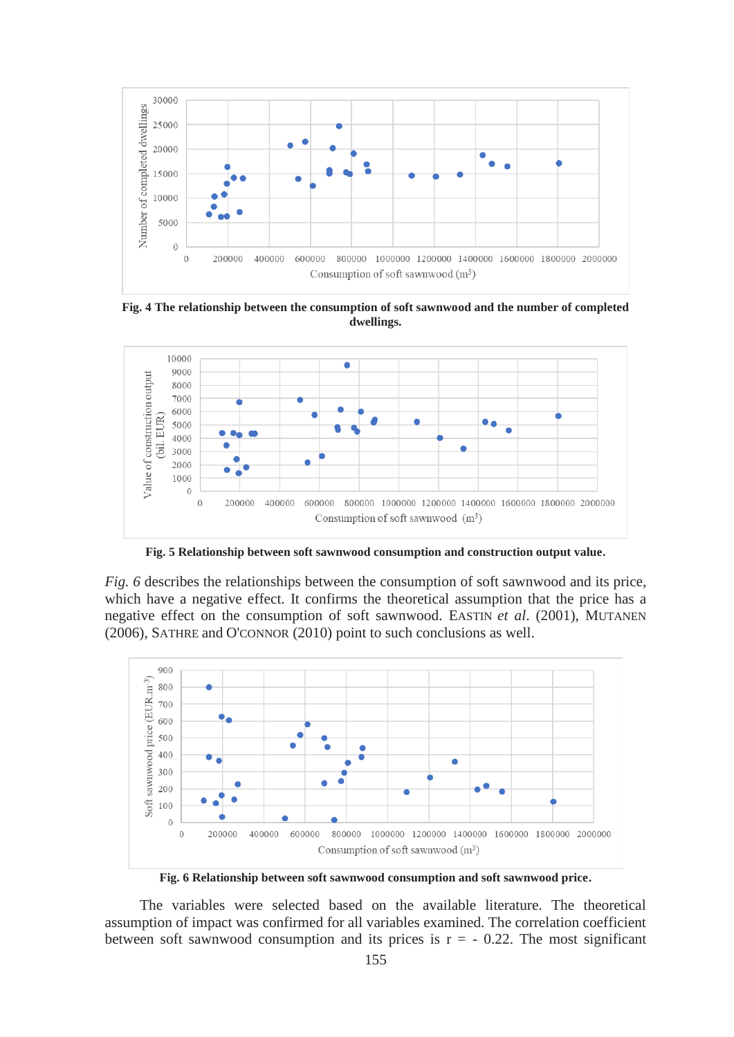**Fig. 4 The relationship between the consumption of soft sawnwood and the number of completed dwellings.**

**Fig. 5 Relationship between soft sawnwood consumption and construction output value.**

*Fig. 6* describes the relationships between the consumption of soft sawnwood and its price, which have a negative effect. It confirms the theoretical assumption that the price has a negative effect on the consumption of soft sawnwood. EASTIN *et al.* (2001), MUTANEN (2006), SATHRE and O'CONNOR (2010) point to such conclusions as well.

**Fig. 6 Relationship between soft sawnwood consumption and soft sawnwood price.**

The variables were selected based on the available literature. The theoretical assumption of impact was confirmed for all variables examined. The correlation coefficient between soft sawnwood consumption and its prices is r = - 0.22. The most significant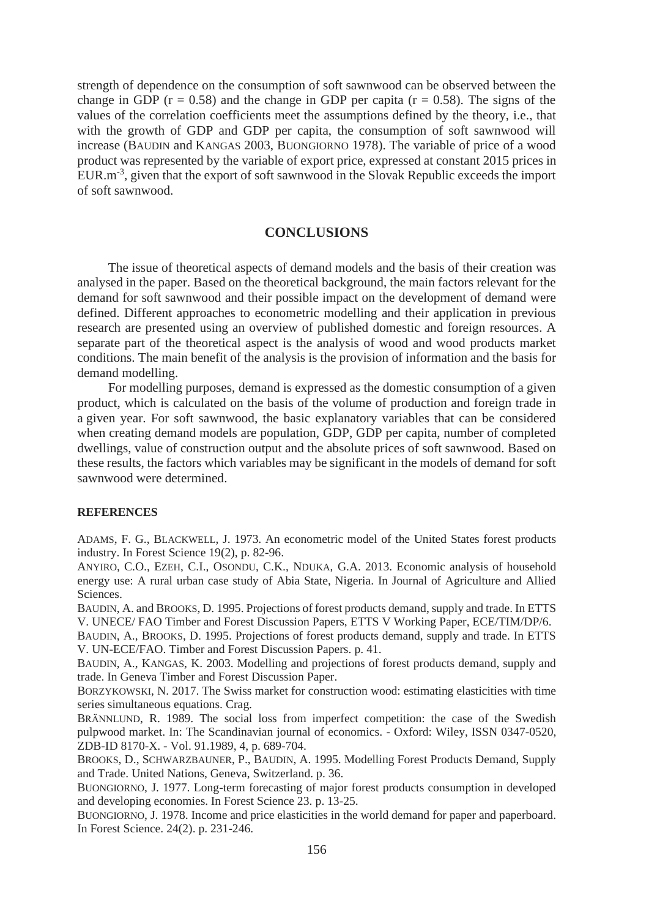strength of dependence on the consumption of soft sawnwood can be observed between the change in GDP ($r = 0.58$) and the change in GDP per capita ($r = 0.58$). The signs of the values of the correlation coefficients meet the assumptions defined by the theory, i.e., that with the growth of GDP and GDP per capita, the consumption of soft sawnwood will increase (BAUDIN and KANGAS 2003, BUONGIORNO 1978). The variable of price of a wood product was represented by the variable of export price, expressed at constant 2015 prices in EUR.m$^{-3}$, given that the export of soft sawnwood in the Slovak Republic exceeds the import of soft sawnwood.

## CONCLUSIONS

The issue of theoretical aspects of demand models and the basis of their creation was analysed in the paper. Based on the theoretical background, the main factors relevant for the demand for soft sawnwood and their possible impact on the development of demand were defined. Different approaches to econometric modelling and their application in previous research are presented using an overview of published domestic and foreign resources. A separate part of the theoretical aspect is the analysis of wood and wood products market conditions. The main benefit of the analysis is the provision of information and the basis for demand modelling.

For modelling purposes, demand is expressed as the domestic consumption of a given product, which is calculated on the basis of the volume of production and foreign trade in a given year. For soft sawnwood, the basic explanatory variables that can be considered when creating demand models are population, GDP, GDP per capita, number of completed dwellings, value of construction output and the absolute prices of soft sawnwood. Based on these results, the factors which variables may be significant in the models of demand for soft sawnwood were determined.

### REFERENCES

ADAMS, F. G., BLACKWELL, J. 1973. An econometric model of the United States forest products industry. In Forest Science 19(2), p. 82-96.

ANYIRO, C.O., EZEH, C.I., OSONDU, C.K., NDUKA, G.A. 2013. Economic analysis of household energy use: A rural urban case study of Abia State, Nigeria. In Journal of Agriculture and Allied Sciences.

BAUDIN, A. and BROOKS, D. 1995. Projections of forest products demand, supply and trade. In ETTS V. UNECE/ FAO Timber and Forest Discussion Papers, ETTS V Working Paper, ECE/TIM/DP/6.

BAUDIN, A., BROOKS, D. 1995. Projections of forest products demand, supply and trade. In ETTS V. UN-ECE/FAO. Timber and Forest Discussion Papers. p. 41.

BAUDIN, A., KANGAS, K. 2003. Modelling and projections of forest products demand, supply and trade. In Geneva Timber and Forest Discussion Paper.

BORZYKOWSKI, N. 2017. The Swiss market for construction wood: estimating elasticities with time series simultaneous equations. Crag.

BRÄNNLUND, R. 1989. The social loss from imperfect competition: the case of the Swedish pulpwood market. In: The Scandinavian journal of economics. - Oxford: Wiley, ISSN 0347-0520, ZDB-ID 8170-X. - Vol. 91.1989, 4, p. 689-704.

BROOKS, D., SCHWARZBAUNER, P., BAUDIN, A. 1995. Modelling Forest Products Demand, Supply and Trade. United Nations, Geneva, Switzerland. p. 36.

BUONGIORNO, J. 1977. Long-term forecasting of major forest products consumption in developed and developing economies. In Forest Science 23. p. 13-25.

BUONGIORNO, J. 1978. Income and price elasticities in the world demand for paper and paperboard. In Forest Science. 24(2). p. 231-246.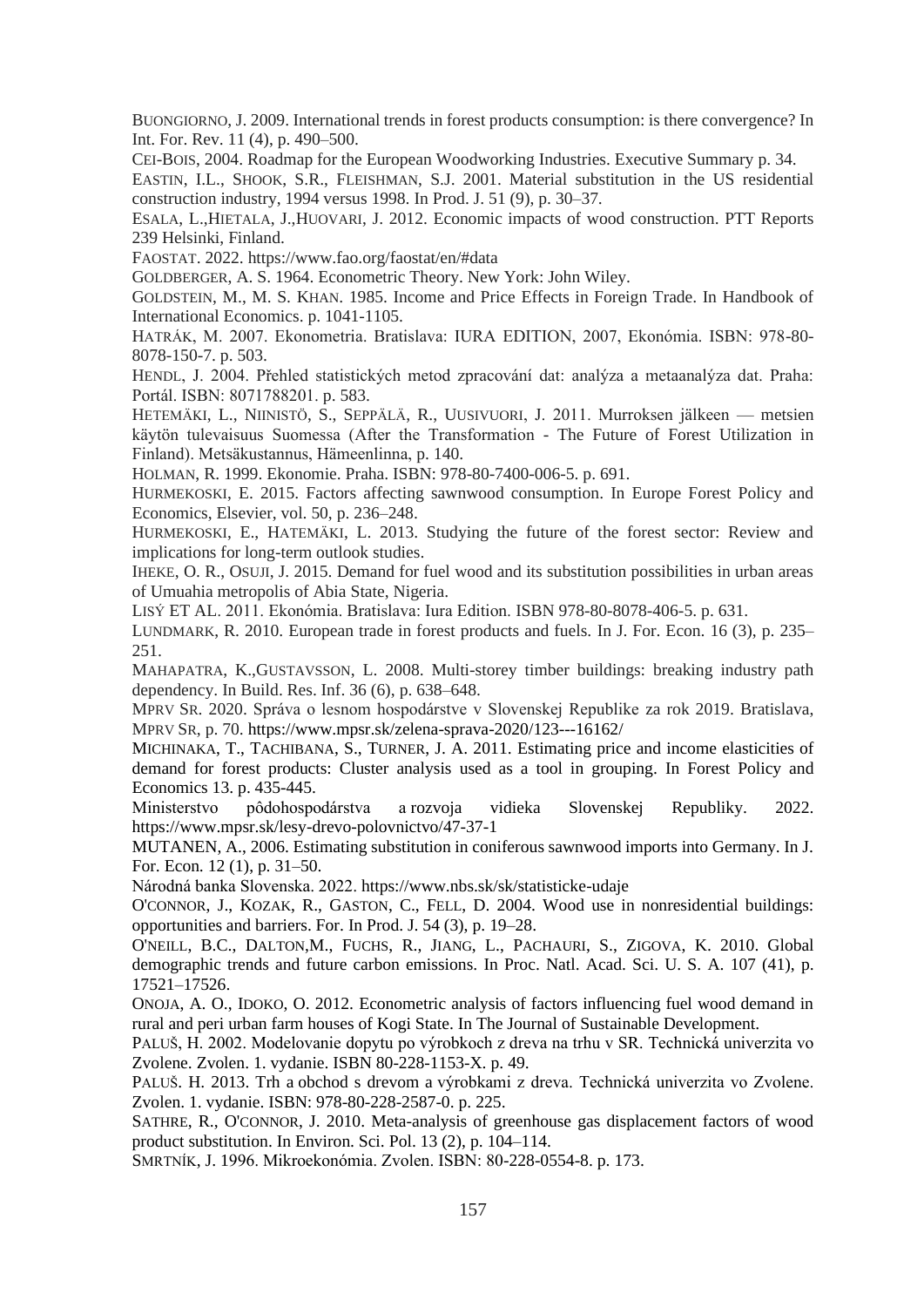BUONGIORNO, J. 2009. International trends in forest products consumption: is there convergence? In Int. For. Rev. 11 (4), p. 490–500.

CEI-BOIS, 2004. Roadmap for the European Woodworking Industries. Executive Summary p. 34.

EASTIN, I.L., SHOOK, S.R., FLEISHMAN, S.J. 2001. Material substitution in the US residential construction industry, 1994 versus 1998. In Prod. J. 51 (9), p. 30–37.

ESALA, L.,HIETALA, J.,HUOVARI, J. 2012. Economic impacts of wood construction. PTT Reports 239 Helsinki, Finland.

FAOSTAT. 2022. https://www.fao.org/faostat/en/#data

GOLDBERGER, A. S. 1964. Econometric Theory. New York: John Wiley.

GOLDSTEIN, M., M. S. KHAN. 1985. Income and Price Effects in Foreign Trade. In Handbook of International Economics. p. 1041-1105.

HATRÁK, M. 2007. Ekonometria. Bratislava: IURA EDITION, 2007, Ekonómia. ISBN: 978-80-8078-150-7. p. 503.

HENDL, J. 2004. Přehled statistických metod zpracování dat: analýza a metaanalýza dat. Praha: Portál. ISBN: 8071788201. p. 583.

HETEMÄKI, L., NIINISTÖ, S., SEPPÄLÄ, R., UUSIVUORI, J. 2011. Murroksen jälkeen — metsien käytön tulevaisuus Suomessa (After the Transformation - The Future of Forest Utilization in Finland). Metsäkustannus, Hämeenlinna, p. 140.

HOLMAN, R. 1999. Ekonomie. Praha. ISBN: 978-80-7400-006-5. p. 691.

HURMEKOSKI, E. 2015. Factors affecting sawnwood consumption. In Europe Forest Policy and Economics, Elsevier, vol. 50, p. 236–248.

HURMEKOSKI, E., HATEMÄKI, L. 2013. Studying the future of the forest sector: Review and implications for long-term outlook studies.

IHEKE, O. R., OSUJI, J. 2015. Demand for fuel wood and its substitution possibilities in urban areas of Umuahia metropolis of Abia State, Nigeria.

LISÝ ET AL. 2011. Ekonómia. Bratislava: Iura Edition. ISBN 978-80-8078-406-5. p. 631.

LUNDMARK, R. 2010. European trade in forest products and fuels. In J. For. Econ. 16 (3), p. 235–251.

MAHAPATRA, K.,GUSTAVSSON, L. 2008. Multi-storey timber buildings: breaking industry path dependency. In Build. Res. Inf. 36 (6), p. 638–648.

MPRV SR. 2020. Správa o lesnom hospodárstve v Slovenskej Republike za rok 2019. Bratislava, MPRV SR, p. 70. https://www.mpsr.sk/zelena-sprava-2020/123---16162/

MICHINAKA, T., TACHIBANA, S., TURNER, J. A. 2011. Estimating price and income elasticities of demand for forest products: Cluster analysis used as a tool in grouping. In Forest Policy and Economics 13. p. 435-445.

Ministerstvo pôdohospodárstva a rozvoja vidieka Slovenskej Republiky. 2022. https://www.mpsr.sk/lesy-drevo-polovnictvo/47-37-1

MUTANEN, A., 2006. Estimating substitution in coniferous sawnwood imports into Germany. In J. For. Econ. 12 (1), p. 31–50.

Národná banka Slovenska. 2022. https://www.nbs.sk/sk/statisticke-udaje

O'CONNOR, J., KOZAK, R., GASTON, C., FELL, D. 2004. Wood use in nonresidential buildings: opportunities and barriers. For. In Prod. J. 54 (3), p. 19–28.

O'NEILL, B.C., DALTON,M., FUCHS, R., JIANG, L., PACHAURI, S., ZIGOVA, K. 2010. Global demographic trends and future carbon emissions. In Proc. Natl. Acad. Sci. U. S. A. 107 (41), p. 17521–17526.

ONOJA, A. O., IDOKO, O. 2012. Econometric analysis of factors influencing fuel wood demand in rural and peri urban farm houses of Kogi State. In The Journal of Sustainable Development.

PALUŠ, H. 2002. Modelovanie dopytu po výrobkoch z dreva na trhu v SR. Technická univerzita vo Zvolene. Zvolen. 1. vydanie. ISBN 80-228-1153-X. p. 49.

PALUŠ. H. 2013. Trh a obchod s drevom a výrobkami z dreva. Technická univerzita vo Zvolene. Zvolen. 1. vydanie. ISBN: 978-80-228-2587-0. p. 225.

SATHRE, R., O'CONNOR, J. 2010. Meta-analysis of greenhouse gas displacement factors of wood product substitution. In Environ. Sci. Pol. 13 (2), p. 104–114.

SMRTNÍK, J. 1996. Mikroekonómia. Zvolen. ISBN: 80-228-0554-8. p. 173.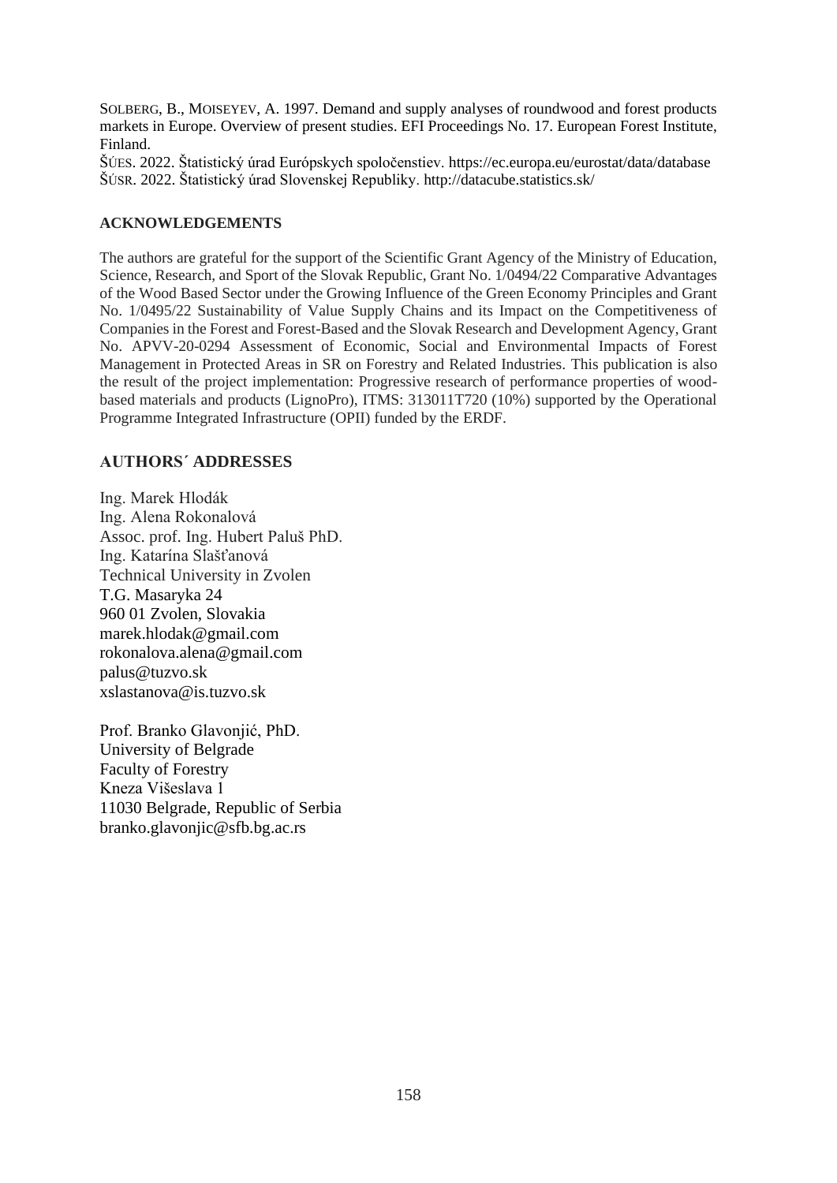SOLBERG, B., MOISEYEV, A. 1997. Demand and supply analyses of roundwood and forest products markets in Europe. Overview of present studies. EFI Proceedings No. 17. European Forest Institute, Finland.

ŠÚES. 2022. Štatistický úrad Európskych spoločenstiev. https://ec.europa.eu/eurostat/data/database

ŠÚSR. 2022. Štatistický úrad Slovenskej Republiky. http://datacube.statistics.sk/

**ACKNOWLEDGEMENTS**

The authors are grateful for the support of the Scientific Grant Agency of the Ministry of Education, Science, Research, and Sport of the Slovak Republic, Grant No. 1/0494/22 Comparative Advantages of the Wood Based Sector under the Growing Influence of the Green Economy Principles and Grant No. 1/0495/22 Sustainability of Value Supply Chains and its Impact on the Competitiveness of Companies in the Forest and Forest-Based and the Slovak Research and Development Agency, Grant No. APVV-20-0294 Assessment of Economic, Social and Environmental Impacts of Forest Management in Protected Areas in SR on Forestry and Related Industries. This publication is also the result of the project implementation: Progressive research of performance properties of wood-based materials and products (LignoPro), ITMS: 313011T720 (10%) supported by the Operational Programme Integrated Infrastructure (OPII) funded by the ERDF.

## AUTHORS´ ADDRESSES

Ing. Marek Hlodák
Ing. Alena Rokonalová
Assoc. prof. Ing. Hubert Paluš PhD.
Ing. Katarína Slašťanová
Technical University in Zvolen
T.G. Masaryka 24
960 01 Zvolen, Slovakia
marek.hlodak@gmail.com
rokonalova.alena@gmail.com
palus@tuzvo.sk
xslastanova@is.tuzvo.sk

Prof. Branko Glavonjić, PhD.
University of Belgrade
Faculty of Forestry
Kneza Višeslava 1
11030 Belgrade, Republic of Serbia
branko.glavonjic@sfb.bg.ac.rs